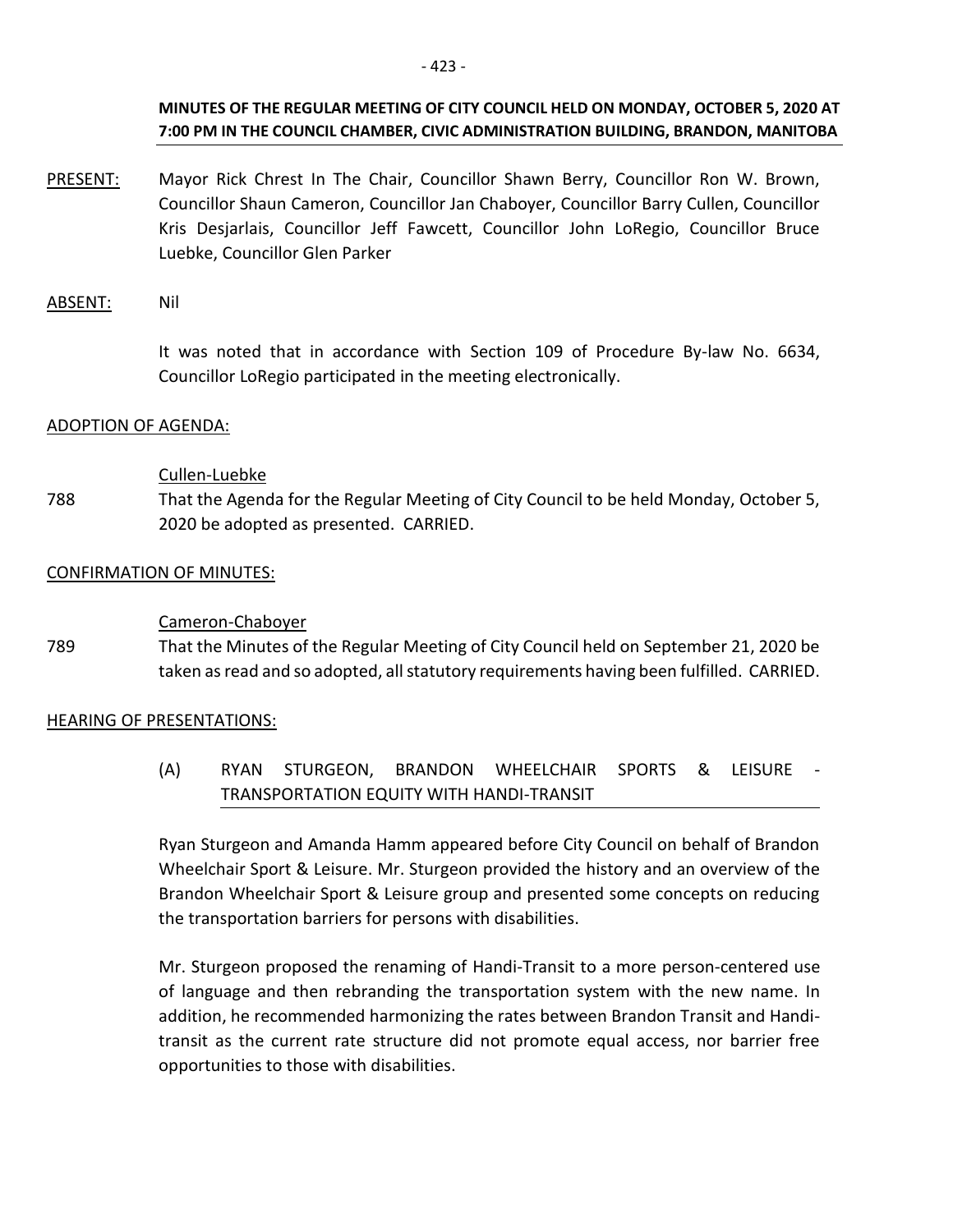**MINUTES OF THE REGULAR MEETING OF CITY COUNCIL HELD ON MONDAY, OCTOBER 5, 2020 AT 7:00 PM IN THE COUNCIL CHAMBER, CIVIC ADMINISTRATION BUILDING, BRANDON, MANITOBA**

PRESENT: Mayor Rick Chrest In The Chair, Councillor Shawn Berry, Councillor Ron W. Brown, Councillor Shaun Cameron, Councillor Jan Chaboyer, Councillor Barry Cullen, Councillor Kris Desjarlais, Councillor Jeff Fawcett, Councillor John LoRegio, Councillor Bruce Luebke, Councillor Glen Parker

ABSENT: Nil

It was noted that in accordance with Section 109 of Procedure By-law No. 6634, Councillor LoRegio participated in the meeting electronically.

ADOPTION OF AGENDA:

Cullen-Luebke

788 That the Agenda for the Regular Meeting of City Council to be held Monday, October 5, 2020 be adopted as presented. CARRIED.

CONFIRMATION OF MINUTES:

Cameron-Chaboyer

789 That the Minutes of the Regular Meeting of City Council held on September 21, 2020 be taken as read and so adopted, all statutory requirements having been fulfilled. CARRIED.

HEARING OF PRESENTATIONS:

(A) RYAN STURGEON, BRANDON WHEELCHAIR SPORTS & LEISURE - TRANSPORTATION EQUITY WITH HANDI-TRANSIT

Ryan Sturgeon and Amanda Hamm appeared before City Council on behalf of Brandon Wheelchair Sport & Leisure. Mr. Sturgeon provided the history and an overview of the Brandon Wheelchair Sport & Leisure group and presented some concepts on reducing the transportation barriers for persons with disabilities.

Mr. Sturgeon proposed the renaming of Handi-Transit to a more person-centered use of language and then rebranding the transportation system with the new name. In addition, he recommended harmonizing the rates between Brandon Transit and Handi-transit as the current rate structure did not promote equal access, nor barrier free opportunities to those with disabilities.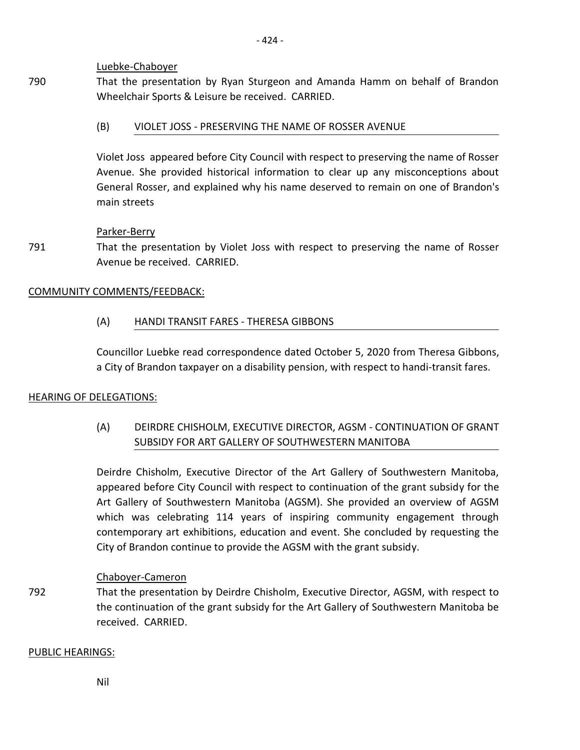<u>Luebke-Chaboyer</u>

790 That the presentation by Ryan Sturgeon and Amanda Hamm on behalf of Brandon Wheelchair Sports & Leisure be received. CARRIED.

### (B) VIOLET JOSS - PRESERVING THE NAME OF ROSSER AVENUE

Violet Joss appeared before City Council with respect to preserving the name of Rosser Avenue. She provided historical information to clear up any misconceptions about General Rosser, and explained why his name deserved to remain on one of Brandon's main streets

<u>Parker-Berry</u>

791 That the presentation by Violet Joss with respect to preserving the name of Rosser Avenue be received. CARRIED.

## COMMUNITY COMMENTS/FEEDBACK:

### (A) HANDI TRANSIT FARES - THERESA GIBBONS

Councillor Luebke read correspondence dated October 5, 2020 from Theresa Gibbons, a City of Brandon taxpayer on a disability pension, with respect to handi-transit fares.

## HEARING OF DELEGATIONS:

### (A) DEIRDRE CHISHOLM, EXECUTIVE DIRECTOR, AGSM - CONTINUATION OF GRANT SUBSIDY FOR ART GALLERY OF SOUTHWESTERN MANITOBA

Deirdre Chisholm, Executive Director of the Art Gallery of Southwestern Manitoba, appeared before City Council with respect to continuation of the grant subsidy for the Art Gallery of Southwestern Manitoba (AGSM). She provided an overview of AGSM which was celebrating 114 years of inspiring community engagement through contemporary art exhibitions, education and event. She concluded by requesting the City of Brandon continue to provide the AGSM with the grant subsidy.

<u>Chaboyer-Cameron</u>

792 That the presentation by Deirdre Chisholm, Executive Director, AGSM, with respect to the continuation of the grant subsidy for the Art Gallery of Southwestern Manitoba be received. CARRIED.

## PUBLIC HEARINGS:

Nil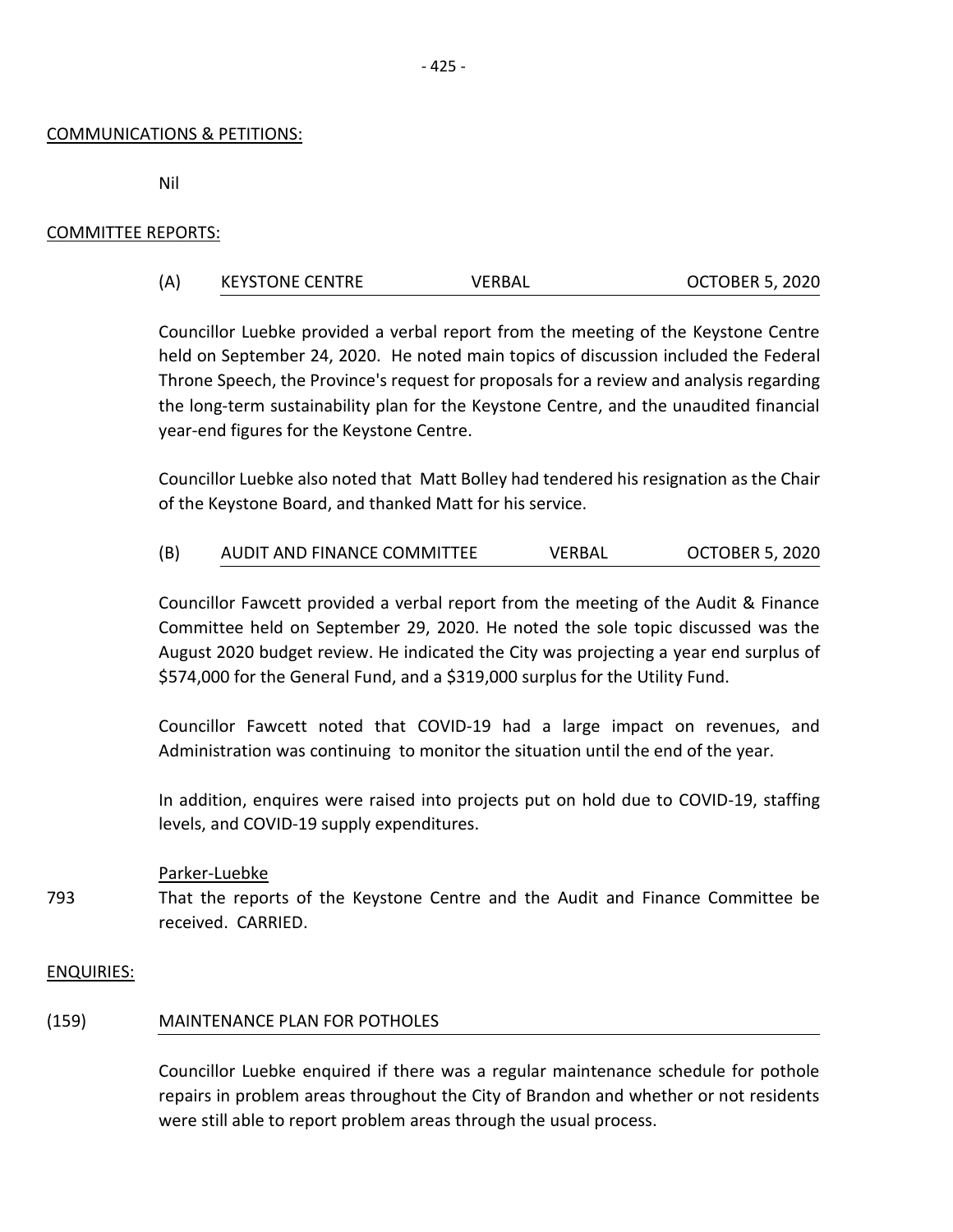COMMUNICATIONS & PETITIONS:

Nil

COMMITTEE REPORTS:

(A) KEYSTONE CENTRE VERBAL OCTOBER 5, 2020

Councillor Luebke provided a verbal report from the meeting of the Keystone Centre held on September 24, 2020. He noted main topics of discussion included the Federal Throne Speech, the Province's request for proposals for a review and analysis regarding the long-term sustainability plan for the Keystone Centre, and the unaudited financial year-end figures for the Keystone Centre.

Councillor Luebke also noted that Matt Bolley had tendered his resignation as the Chair of the Keystone Board, and thanked Matt for his service.

(B) AUDIT AND FINANCE COMMITTEE VERBAL OCTOBER 5, 2020

Councillor Fawcett provided a verbal report from the meeting of the Audit & Finance Committee held on September 29, 2020. He noted the sole topic discussed was the August 2020 budget review. He indicated the City was projecting a year end surplus of $574,000 for the General Fund, and a $319,000 surplus for the Utility Fund.

Councillor Fawcett noted that COVID-19 had a large impact on revenues, and Administration was continuing to monitor the situation until the end of the year.

In addition, enquires were raised into projects put on hold due to COVID-19, staffing levels, and COVID-19 supply expenditures.

Parker-Luebke

793 That the reports of the Keystone Centre and the Audit and Finance Committee be received. CARRIED.

ENQUIRIES:

(159) MAINTENANCE PLAN FOR POTHOLES

Councillor Luebke enquired if there was a regular maintenance schedule for pothole repairs in problem areas throughout the City of Brandon and whether or not residents were still able to report problem areas through the usual process.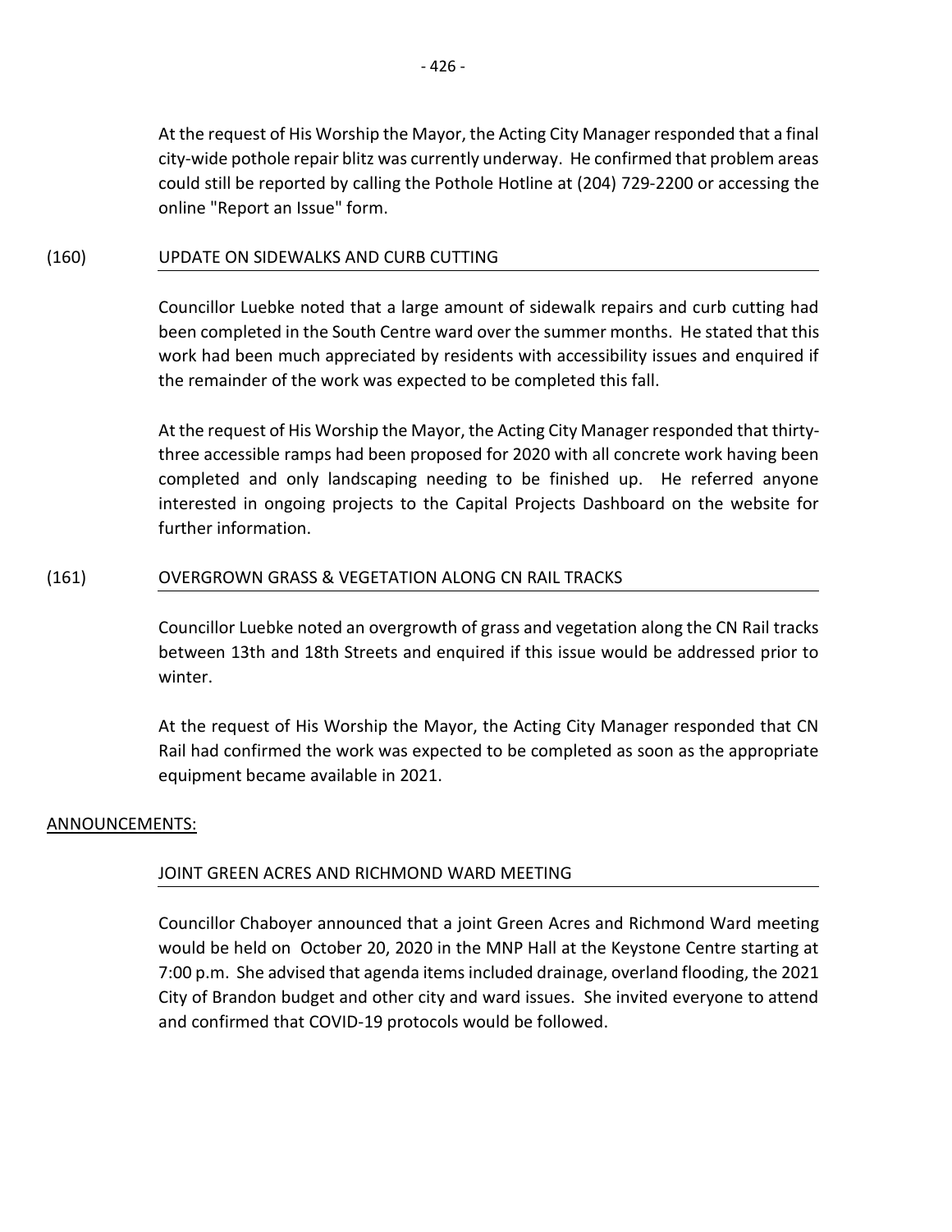At the request of His Worship the Mayor, the Acting City Manager responded that a final city-wide pothole repair blitz was currently underway. He confirmed that problem areas could still be reported by calling the Pothole Hotline at (204) 729-2200 or accessing the online "Report an Issue" form.

## (160) UPDATE ON SIDEWALKS AND CURB CUTTING

Councillor Luebke noted that a large amount of sidewalk repairs and curb cutting had been completed in the South Centre ward over the summer months. He stated that this work had been much appreciated by residents with accessibility issues and enquired if the remainder of the work was expected to be completed this fall.

At the request of His Worship the Mayor, the Acting City Manager responded that thirty-three accessible ramps had been proposed for 2020 with all concrete work having been completed and only landscaping needing to be finished up. He referred anyone interested in ongoing projects to the Capital Projects Dashboard on the website for further information.

## (161) OVERGROWN GRASS & VEGETATION ALONG CN RAIL TRACKS

Councillor Luebke noted an overgrowth of grass and vegetation along the CN Rail tracks between 13th and 18th Streets and enquired if this issue would be addressed prior to winter.

At the request of His Worship the Mayor, the Acting City Manager responded that CN Rail had confirmed the work was expected to be completed as soon as the appropriate equipment became available in 2021.

## ANNOUNCEMENTS:

### JOINT GREEN ACRES AND RICHMOND WARD MEETING

Councillor Chaboyer announced that a joint Green Acres and Richmond Ward meeting would be held on October 20, 2020 in the MNP Hall at the Keystone Centre starting at 7:00 p.m. She advised that agenda items included drainage, overland flooding, the 2021 City of Brandon budget and other city and ward issues. She invited everyone to attend and confirmed that COVID-19 protocols would be followed.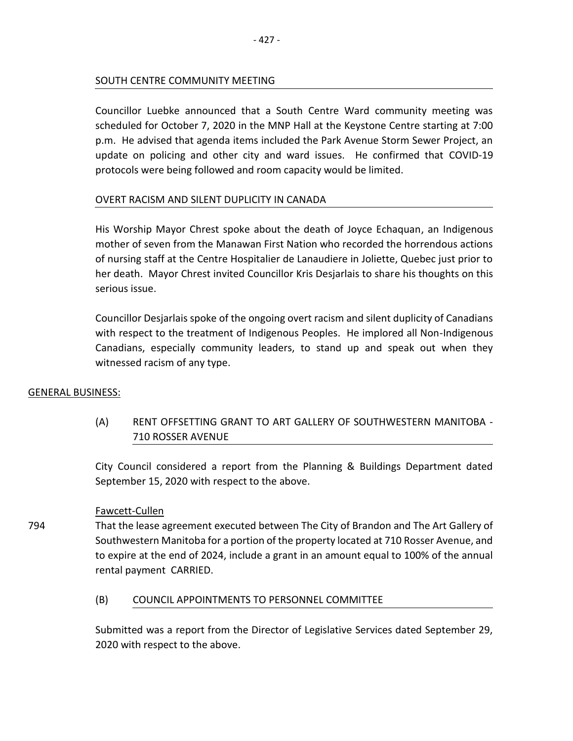SOUTH CENTRE COMMUNITY MEETING

Councillor Luebke announced that a South Centre Ward community meeting was scheduled for October 7, 2020 in the MNP Hall at the Keystone Centre starting at 7:00 p.m. He advised that agenda items included the Park Avenue Storm Sewer Project, an update on policing and other city and ward issues. He confirmed that COVID-19 protocols were being followed and room capacity would be limited.

OVERT RACISM AND SILENT DUPLICITY IN CANADA

His Worship Mayor Chrest spoke about the death of Joyce Echaquan, an Indigenous mother of seven from the Manawan First Nation who recorded the horrendous actions of nursing staff at the Centre Hospitalier de Lanaudiere in Joliette, Quebec just prior to her death. Mayor Chrest invited Councillor Kris Desjarlais to share his thoughts on this serious issue.

Councillor Desjarlais spoke of the ongoing overt racism and silent duplicity of Canadians with respect to the treatment of Indigenous Peoples. He implored all Non-Indigenous Canadians, especially community leaders, to stand up and speak out when they witnessed racism of any type.

GENERAL BUSINESS:

(A) RENT OFFSETTING GRANT TO ART GALLERY OF SOUTHWESTERN MANITOBA - 710 ROSSER AVENUE

City Council considered a report from the Planning & Buildings Department dated September 15, 2020 with respect to the above.

Fawcett-Cullen

794 That the lease agreement executed between The City of Brandon and The Art Gallery of Southwestern Manitoba for a portion of the property located at 710 Rosser Avenue, and to expire at the end of 2024, include a grant in an amount equal to 100% of the annual rental payment CARRIED.

(B) COUNCIL APPOINTMENTS TO PERSONNEL COMMITTEE

Submitted was a report from the Director of Legislative Services dated September 29, 2020 with respect to the above.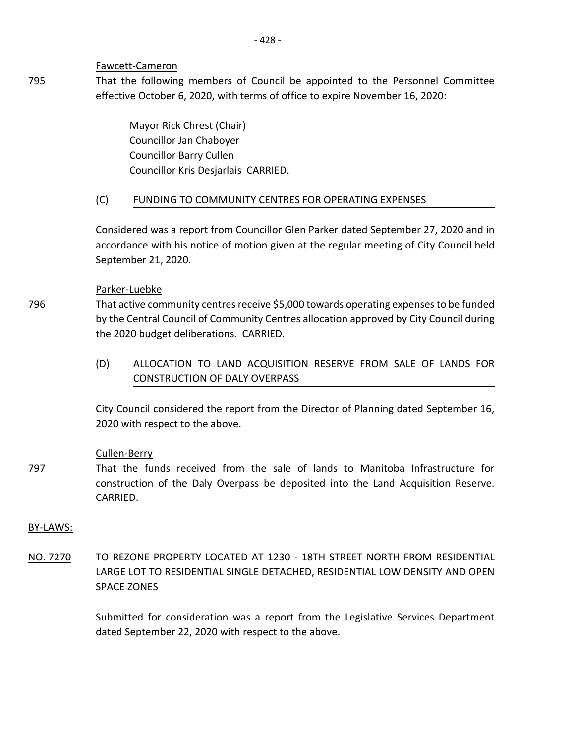Fawcett-Cameron

795 That the following members of Council be appointed to the Personnel Committee effective October 6, 2020, with terms of office to expire November 16, 2020:

Mayor Rick Chrest (Chair)
Councillor Jan Chaboyer
Councillor Barry Cullen
Councillor Kris Desjarlais CARRIED.

(C) FUNDING TO COMMUNITY CENTRES FOR OPERATING EXPENSES

Considered was a report from Councillor Glen Parker dated September 27, 2020 and in accordance with his notice of motion given at the regular meeting of City Council held September 21, 2020.

Parker-Luebke

796 That active community centres receive $5,000 towards operating expenses to be funded by the Central Council of Community Centres allocation approved by City Council during the 2020 budget deliberations. CARRIED.

(D) ALLOCATION TO LAND ACQUISITION RESERVE FROM SALE OF LANDS FOR CONSTRUCTION OF DALY OVERPASS

City Council considered the report from the Director of Planning dated September 16, 2020 with respect to the above.

Cullen-Berry

797 That the funds received from the sale of lands to Manitoba Infrastructure for construction of the Daly Overpass be deposited into the Land Acquisition Reserve. CARRIED.

BY-LAWS:

NO. 7270 TO REZONE PROPERTY LOCATED AT 1230 - 18TH STREET NORTH FROM RESIDENTIAL LARGE LOT TO RESIDENTIAL SINGLE DETACHED, RESIDENTIAL LOW DENSITY AND OPEN SPACE ZONES

Submitted for consideration was a report from the Legislative Services Department dated September 22, 2020 with respect to the above.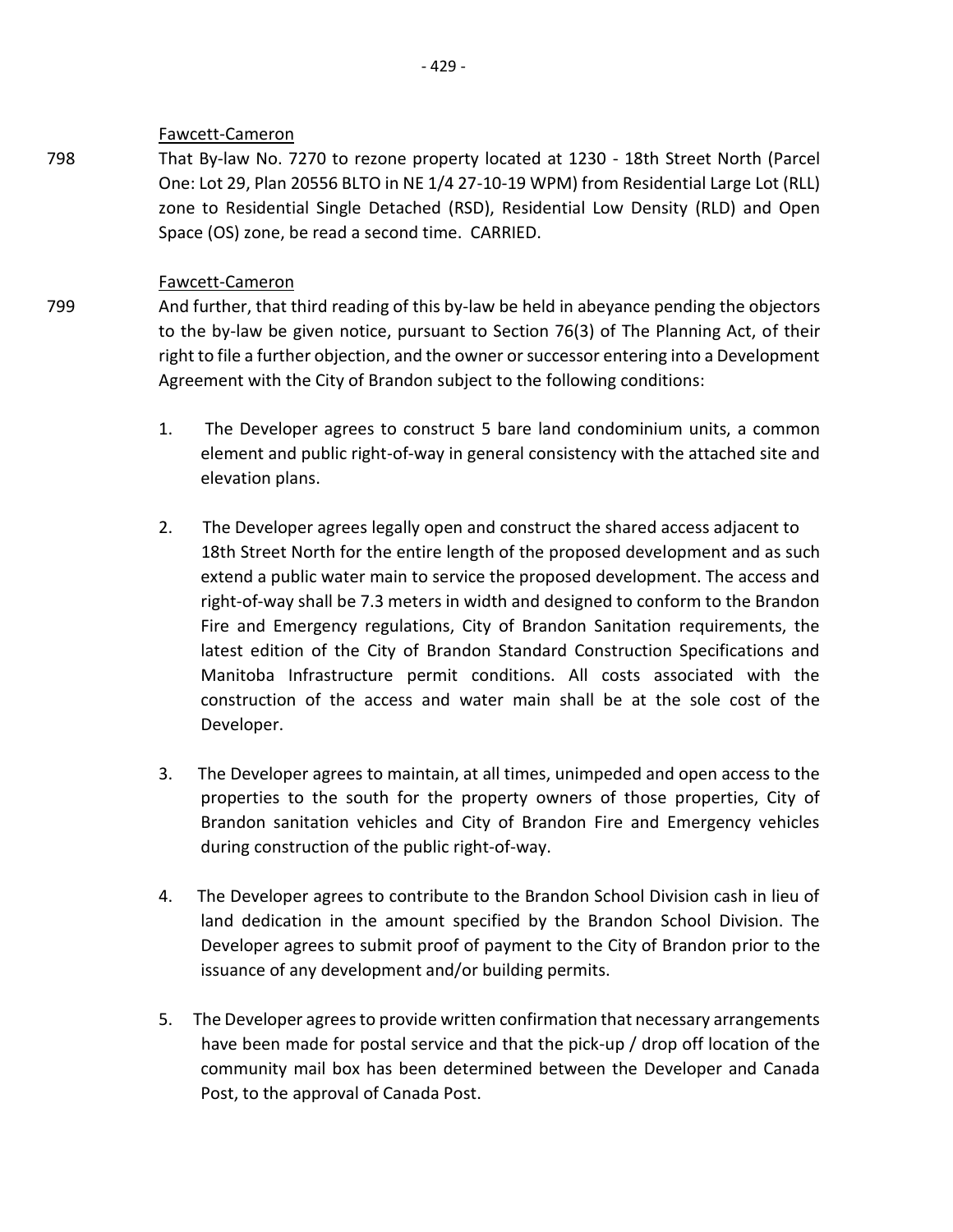Fawcett-Cameron

798 That By-law No. 7270 to rezone property located at 1230 - 18th Street North (Parcel One: Lot 29, Plan 20556 BLTO in NE 1/4 27-10-19 WPM) from Residential Large Lot (RLL) zone to Residential Single Detached (RSD), Residential Low Density (RLD) and Open Space (OS) zone, be read a second time. CARRIED.

Fawcett-Cameron

799 And further, that third reading of this by-law be held in abeyance pending the objectors to the by-law be given notice, pursuant to Section 76(3) of The Planning Act, of their right to file a further objection, and the owner or successor entering into a Development Agreement with the City of Brandon subject to the following conditions:

1. The Developer agrees to construct 5 bare land condominium units, a common element and public right-of-way in general consistency with the attached site and elevation plans.

2. The Developer agrees legally open and construct the shared access adjacent to 18th Street North for the entire length of the proposed development and as such extend a public water main to service the proposed development. The access and right-of-way shall be 7.3 meters in width and designed to conform to the Brandon Fire and Emergency regulations, City of Brandon Sanitation requirements, the latest edition of the City of Brandon Standard Construction Specifications and Manitoba Infrastructure permit conditions. All costs associated with the construction of the access and water main shall be at the sole cost of the Developer.

3. The Developer agrees to maintain, at all times, unimpeded and open access to the properties to the south for the property owners of those properties, City of Brandon sanitation vehicles and City of Brandon Fire and Emergency vehicles during construction of the public right-of-way.

4. The Developer agrees to contribute to the Brandon School Division cash in lieu of land dedication in the amount specified by the Brandon School Division. The Developer agrees to submit proof of payment to the City of Brandon prior to the issuance of any development and/or building permits.

5. The Developer agrees to provide written confirmation that necessary arrangements have been made for postal service and that the pick-up / drop off location of the community mail box has been determined between the Developer and Canada Post, to the approval of Canada Post.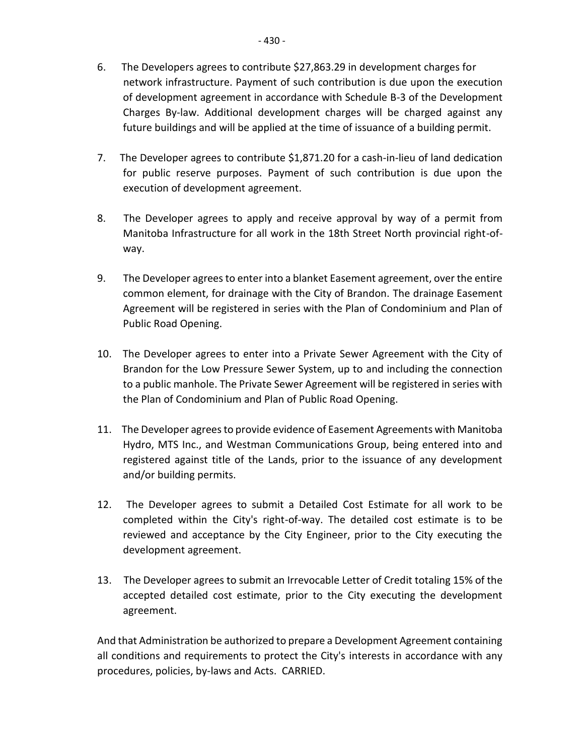6. The Developers agrees to contribute $27,863.29 in development charges for network infrastructure. Payment of such contribution is due upon the execution of development agreement in accordance with Schedule B-3 of the Development Charges By-law. Additional development charges will be charged against any future buildings and will be applied at the time of issuance of a building permit.

7. The Developer agrees to contribute $1,871.20 for a cash-in-lieu of land dedication for public reserve purposes. Payment of such contribution is due upon the execution of development agreement.

8. The Developer agrees to apply and receive approval by way of a permit from Manitoba Infrastructure for all work in the 18th Street North provincial right-of-way.

9. The Developer agrees to enter into a blanket Easement agreement, over the entire common element, for drainage with the City of Brandon. The drainage Easement Agreement will be registered in series with the Plan of Condominium and Plan of Public Road Opening.

10. The Developer agrees to enter into a Private Sewer Agreement with the City of Brandon for the Low Pressure Sewer System, up to and including the connection to a public manhole. The Private Sewer Agreement will be registered in series with the Plan of Condominium and Plan of Public Road Opening.

11. The Developer agrees to provide evidence of Easement Agreements with Manitoba Hydro, MTS Inc., and Westman Communications Group, being entered into and registered against title of the Lands, prior to the issuance of any development and/or building permits.

12. The Developer agrees to submit a Detailed Cost Estimate for all work to be completed within the City's right-of-way. The detailed cost estimate is to be reviewed and acceptance by the City Engineer, prior to the City executing the development agreement.

13. The Developer agrees to submit an Irrevocable Letter of Credit totaling 15% of the accepted detailed cost estimate, prior to the City executing the development agreement.

And that Administration be authorized to prepare a Development Agreement containing all conditions and requirements to protect the City's interests in accordance with any procedures, policies, by-laws and Acts. CARRIED.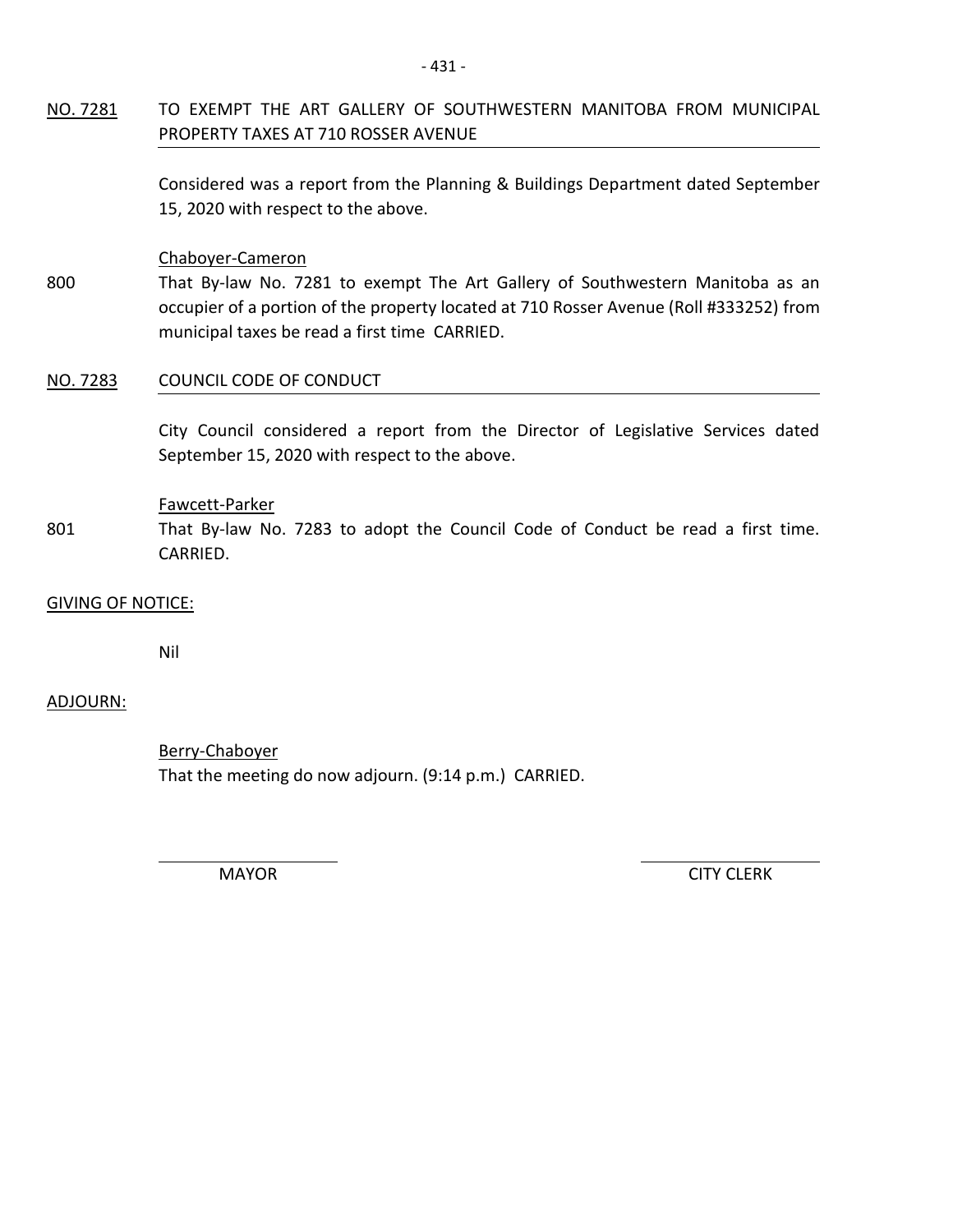NO. 7281 TO EXEMPT THE ART GALLERY OF SOUTHWESTERN MANITOBA FROM MUNICIPAL PROPERTY TAXES AT 710 ROSSER AVENUE

Considered was a report from the Planning & Buildings Department dated September 15, 2020 with respect to the above.

Chaboyer-Cameron

800 That By-law No. 7281 to exempt The Art Gallery of Southwestern Manitoba as an occupier of a portion of the property located at 710 Rosser Avenue (Roll #333252) from municipal taxes be read a first time CARRIED.

NO. 7283 COUNCIL CODE OF CONDUCT

City Council considered a report from the Director of Legislative Services dated September 15, 2020 with respect to the above.

Fawcett-Parker

801 That By-law No. 7283 to adopt the Council Code of Conduct be read a first time. CARRIED.

GIVING OF NOTICE:

Nil

ADJOURN:

Berry-Chaboyer

That the meeting do now adjourn. (9:14 p.m.) CARRIED.

MAYOR

CITY CLERK